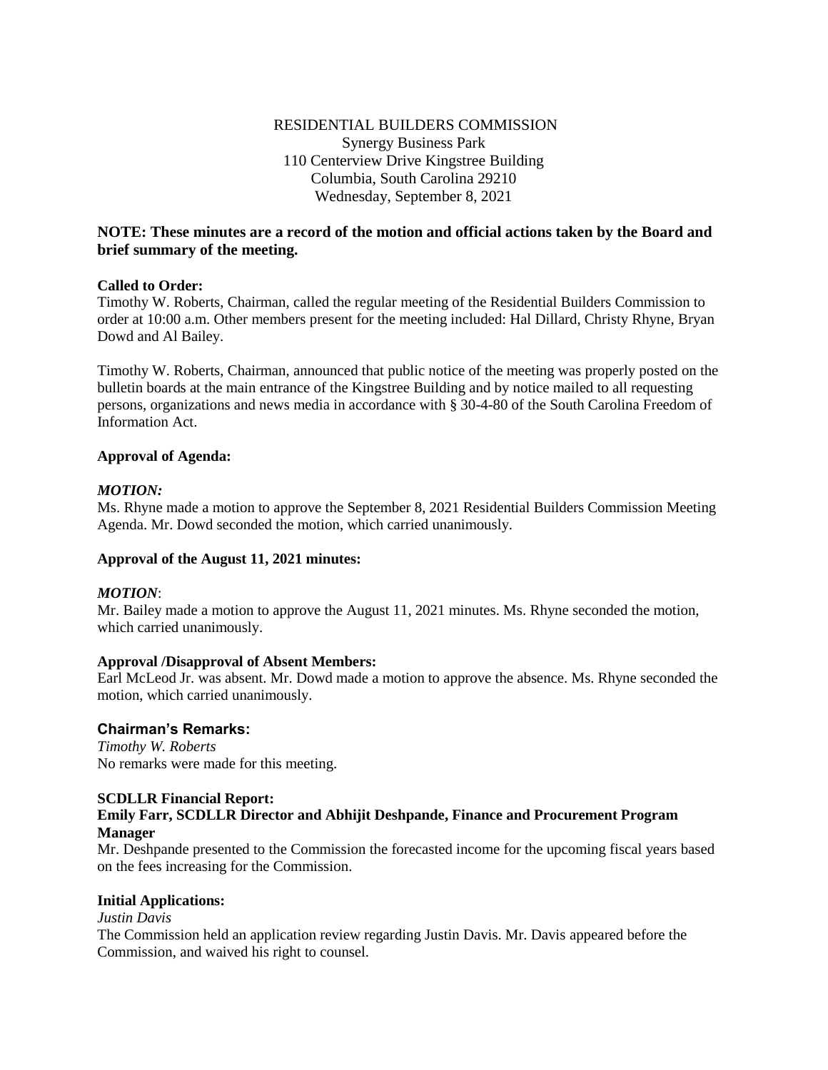RESIDENTIAL BUILDERS COMMISSION
Synergy Business Park
110 Centerview Drive Kingstree Building
Columbia, South Carolina 29210
Wednesday, September 8, 2021

**NOTE: These minutes are a record of the motion and official actions taken by the Board and brief summary of the meeting.**

**Called to Order:**
Timothy W. Roberts, Chairman, called the regular meeting of the Residential Builders Commission to order at 10:00 a.m. Other members present for the meeting included: Hal Dillard, Christy Rhyne, Bryan Dowd and Al Bailey.

Timothy W. Roberts, Chairman, announced that public notice of the meeting was properly posted on the bulletin boards at the main entrance of the Kingstree Building and by notice mailed to all requesting persons, organizations and news media in accordance with § 30-4-80 of the South Carolina Freedom of Information Act.

**Approval of Agenda:**

***MOTION:***
Ms. Rhyne made a motion to approve the September 8, 2021 Residential Builders Commission Meeting Agenda. Mr. Dowd seconded the motion, which carried unanimously.

**Approval of the August 11, 2021 minutes:**

***MOTION***:
Mr. Bailey made a motion to approve the August 11, 2021 minutes. Ms. Rhyne seconded the motion, which carried unanimously.

**Approval /Disapproval of Absent Members:**
Earl McLeod Jr. was absent. Mr. Dowd made a motion to approve the absence. Ms. Rhyne seconded the motion, which carried unanimously.

**Chairman's Remarks:**
*Timothy W. Roberts*
No remarks were made for this meeting.

**SCDLLR Financial Report:**
**Emily Farr, SCDLLR Director and Abhijit Deshpande, Finance and Procurement Program Manager**
Mr. Deshpande presented to the Commission the forecasted income for the upcoming fiscal years based on the fees increasing for the Commission.

**Initial Applications:**
*Justin Davis*
The Commission held an application review regarding Justin Davis. Mr. Davis appeared before the Commission, and waived his right to counsel.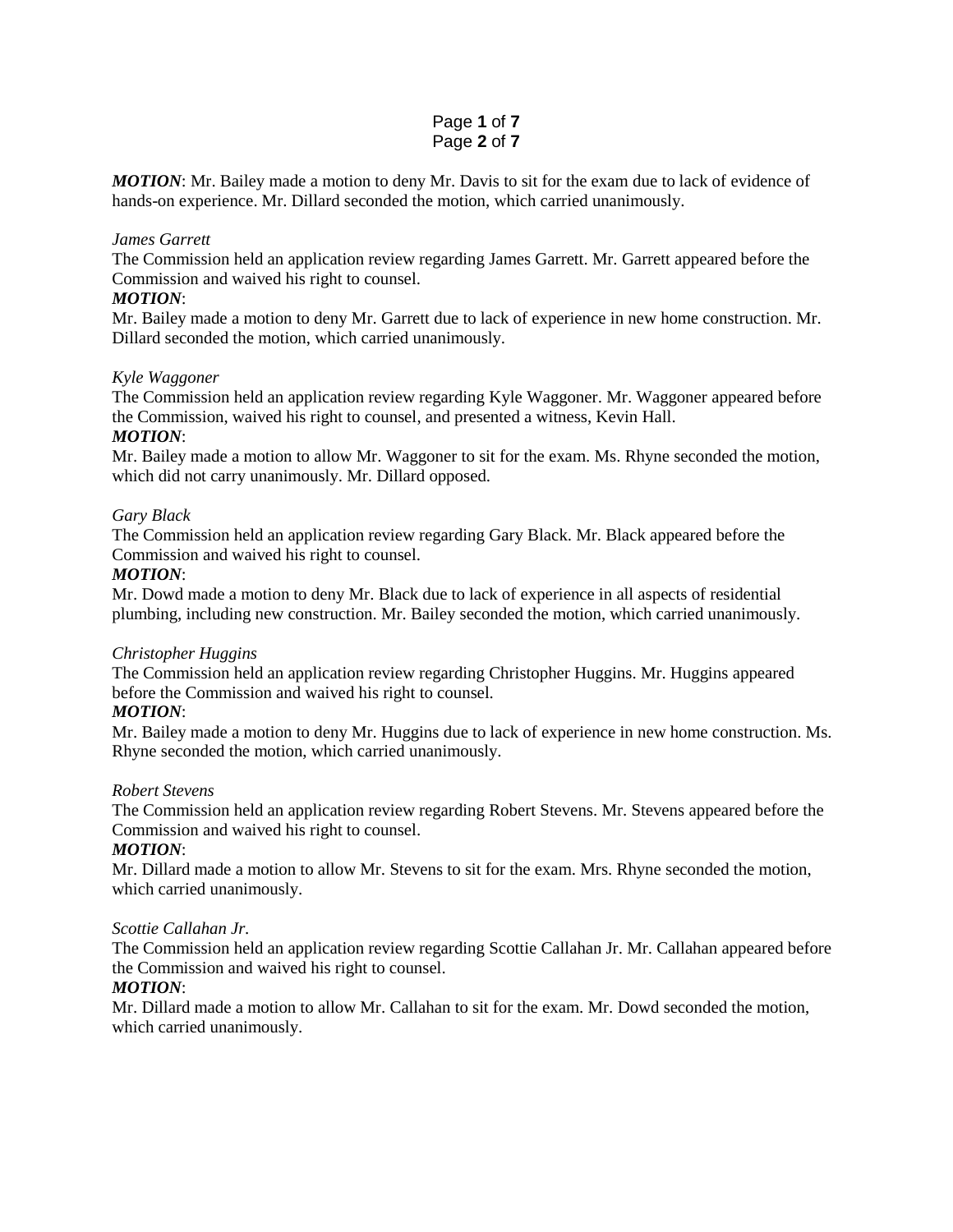***MOTION***: Mr. Bailey made a motion to deny Mr. Davis to sit for the exam due to lack of evidence of hands-on experience. Mr. Dillard seconded the motion, which carried unanimously.

*James Garrett*
The Commission held an application review regarding James Garrett. Mr. Garrett appeared before the Commission and waived his right to counsel.
***MOTION***:
Mr. Bailey made a motion to deny Mr. Garrett due to lack of experience in new home construction. Mr. Dillard seconded the motion, which carried unanimously.

*Kyle Waggoner*
The Commission held an application review regarding Kyle Waggoner. Mr. Waggoner appeared before the Commission, waived his right to counsel, and presented a witness, Kevin Hall.
***MOTION***:
Mr. Bailey made a motion to allow Mr. Waggoner to sit for the exam. Ms. Rhyne seconded the motion, which did not carry unanimously. Mr. Dillard opposed.

*Gary Black*
The Commission held an application review regarding Gary Black. Mr. Black appeared before the Commission and waived his right to counsel.
***MOTION***:
Mr. Dowd made a motion to deny Mr. Black due to lack of experience in all aspects of residential plumbing, including new construction. Mr. Bailey seconded the motion, which carried unanimously.

*Christopher Huggins*
The Commission held an application review regarding Christopher Huggins. Mr. Huggins appeared before the Commission and waived his right to counsel.
***MOTION***:
Mr. Bailey made a motion to deny Mr. Huggins due to lack of experience in new home construction. Ms. Rhyne seconded the motion, which carried unanimously.

*Robert Stevens*
The Commission held an application review regarding Robert Stevens. Mr. Stevens appeared before the Commission and waived his right to counsel.
***MOTION***:
Mr. Dillard made a motion to allow Mr. Stevens to sit for the exam. Mrs. Rhyne seconded the motion, which carried unanimously.

*Scottie Callahan Jr.*
The Commission held an application review regarding Scottie Callahan Jr. Mr. Callahan appeared before the Commission and waived his right to counsel.
***MOTION***:
Mr. Dillard made a motion to allow Mr. Callahan to sit for the exam. Mr. Dowd seconded the motion, which carried unanimously.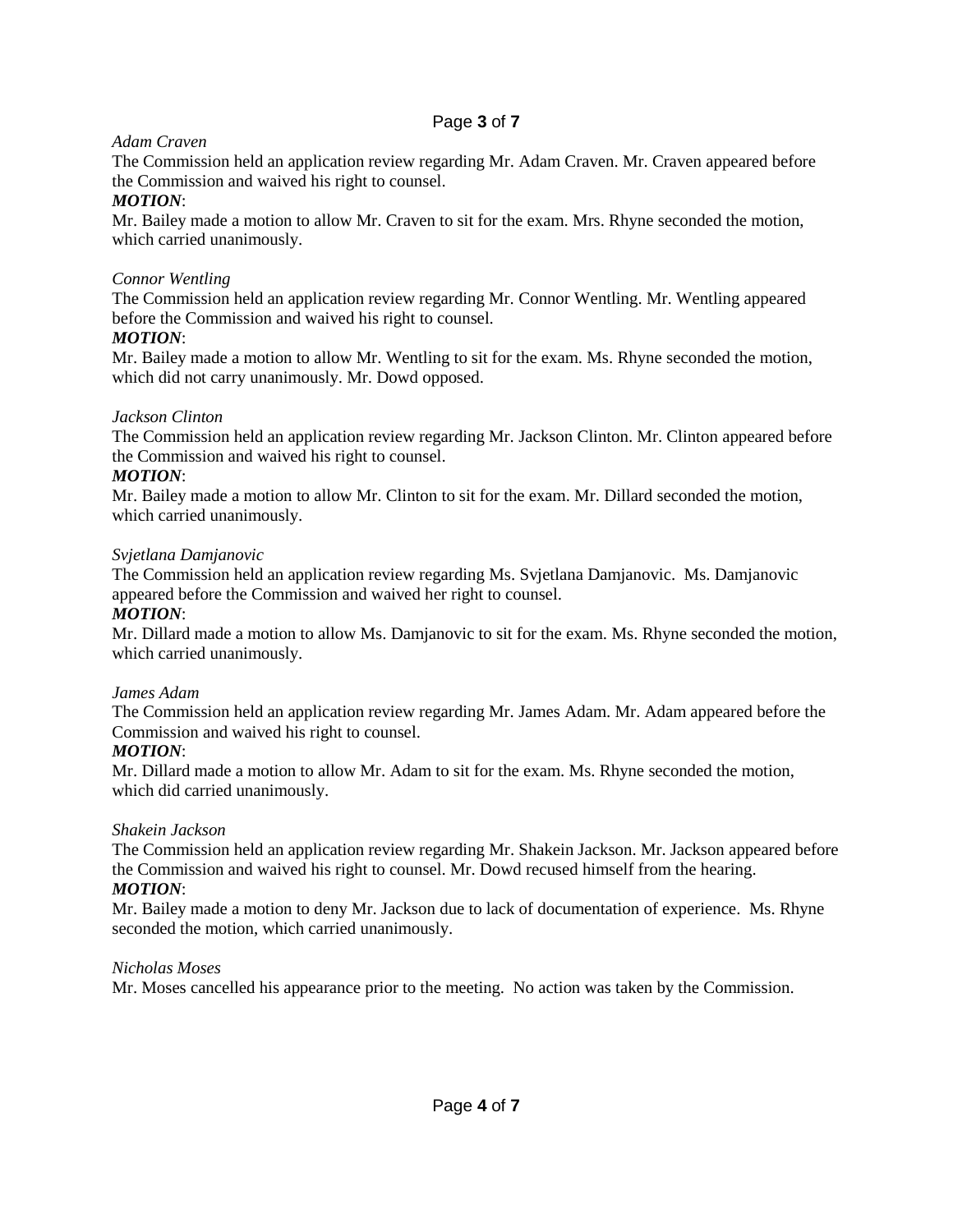*Adam Craven*

The Commission held an application review regarding Mr. Adam Craven. Mr. Craven appeared before the Commission and waived his right to counsel.

***MOTION***:

Mr. Bailey made a motion to allow Mr. Craven to sit for the exam. Mrs. Rhyne seconded the motion, which carried unanimously.

*Connor Wentling*

The Commission held an application review regarding Mr. Connor Wentling. Mr. Wentling appeared before the Commission and waived his right to counsel.

***MOTION***:

Mr. Bailey made a motion to allow Mr. Wentling to sit for the exam. Ms. Rhyne seconded the motion, which did not carry unanimously. Mr. Dowd opposed.

*Jackson Clinton*

The Commission held an application review regarding Mr. Jackson Clinton. Mr. Clinton appeared before the Commission and waived his right to counsel.

***MOTION***:

Mr. Bailey made a motion to allow Mr. Clinton to sit for the exam. Mr. Dillard seconded the motion, which carried unanimously.

*Svjetlana Damjanovic*

The Commission held an application review regarding Ms. Svjetlana Damjanovic. Ms. Damjanovic appeared before the Commission and waived her right to counsel.

***MOTION***:

Mr. Dillard made a motion to allow Ms. Damjanovic to sit for the exam. Ms. Rhyne seconded the motion, which carried unanimously.

*James Adam*

The Commission held an application review regarding Mr. James Adam. Mr. Adam appeared before the Commission and waived his right to counsel.

***MOTION***:

Mr. Dillard made a motion to allow Mr. Adam to sit for the exam. Ms. Rhyne seconded the motion, which did carried unanimously.

*Shakein Jackson*

The Commission held an application review regarding Mr. Shakein Jackson. Mr. Jackson appeared before the Commission and waived his right to counsel. Mr. Dowd recused himself from the hearing.

***MOTION***:

Mr. Bailey made a motion to deny Mr. Jackson due to lack of documentation of experience. Ms. Rhyne seconded the motion, which carried unanimously.

*Nicholas Moses*

Mr. Moses cancelled his appearance prior to the meeting. No action was taken by the Commission.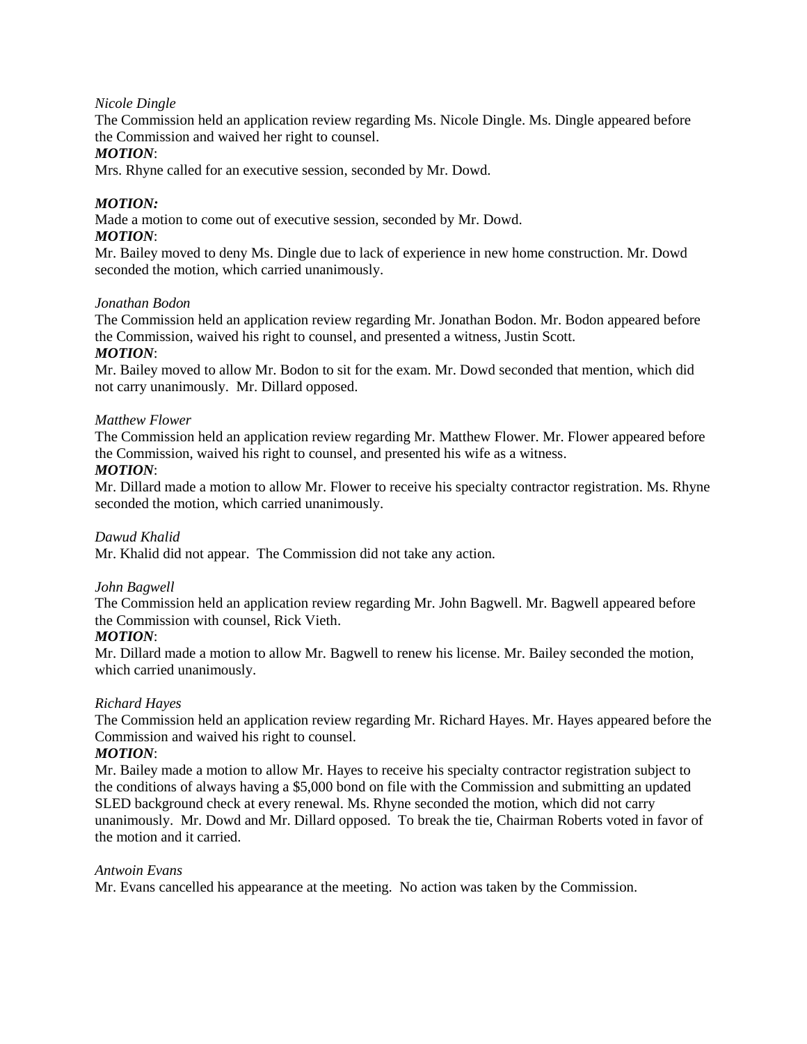*Nicole Dingle*

The Commission held an application review regarding Ms. Nicole Dingle. Ms. Dingle appeared before the Commission and waived her right to counsel.

***MOTION***:

Mrs. Rhyne called for an executive session, seconded by Mr. Dowd.

***MOTION:***

Made a motion to come out of executive session, seconded by Mr. Dowd.

***MOTION***:

Mr. Bailey moved to deny Ms. Dingle due to lack of experience in new home construction. Mr. Dowd seconded the motion, which carried unanimously.

*Jonathan Bodon*

The Commission held an application review regarding Mr. Jonathan Bodon. Mr. Bodon appeared before the Commission, waived his right to counsel, and presented a witness, Justin Scott.

***MOTION***:

Mr. Bailey moved to allow Mr. Bodon to sit for the exam. Mr. Dowd seconded that mention, which did not carry unanimously. Mr. Dillard opposed.

*Matthew Flower*

The Commission held an application review regarding Mr. Matthew Flower. Mr. Flower appeared before the Commission, waived his right to counsel, and presented his wife as a witness.

***MOTION***:

Mr. Dillard made a motion to allow Mr. Flower to receive his specialty contractor registration. Ms. Rhyne seconded the motion, which carried unanimously.

*Dawud Khalid*

Mr. Khalid did not appear. The Commission did not take any action.

*John Bagwell*

The Commission held an application review regarding Mr. John Bagwell. Mr. Bagwell appeared before the Commission with counsel, Rick Vieth.

***MOTION***:

Mr. Dillard made a motion to allow Mr. Bagwell to renew his license. Mr. Bailey seconded the motion, which carried unanimously.

*Richard Hayes*

The Commission held an application review regarding Mr. Richard Hayes. Mr. Hayes appeared before the Commission and waived his right to counsel.

***MOTION***:

Mr. Bailey made a motion to allow Mr. Hayes to receive his specialty contractor registration subject to the conditions of always having a $5,000 bond on file with the Commission and submitting an updated SLED background check at every renewal. Ms. Rhyne seconded the motion, which did not carry unanimously. Mr. Dowd and Mr. Dillard opposed. To break the tie, Chairman Roberts voted in favor of the motion and it carried.

*Antwoin Evans*

Mr. Evans cancelled his appearance at the meeting. No action was taken by the Commission.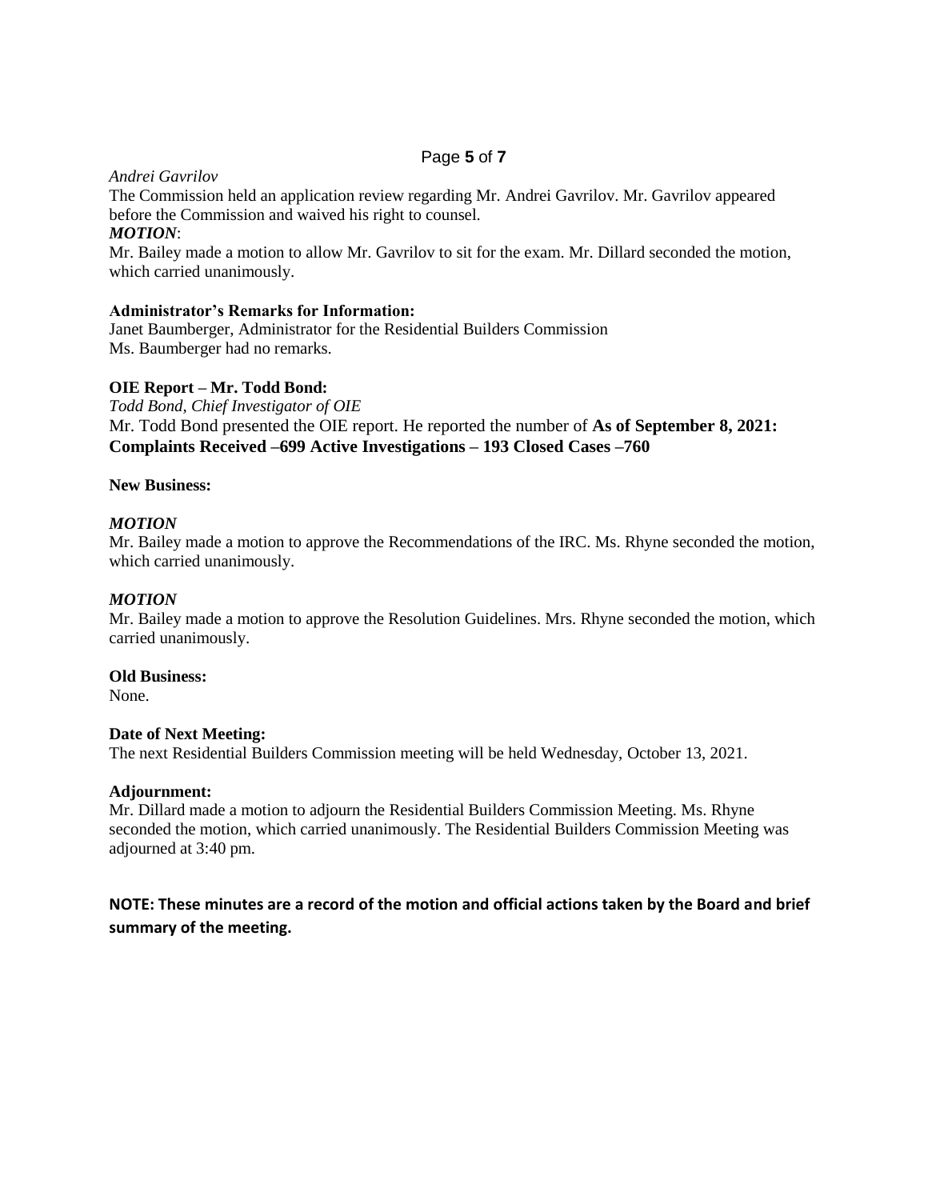*Andrei Gavrilov*

The Commission held an application review regarding Mr. Andrei Gavrilov. Mr. Gavrilov appeared before the Commission and waived his right to counsel.

***MOTION***:

Mr. Bailey made a motion to allow Mr. Gavrilov to sit for the exam. Mr. Dillard seconded the motion, which carried unanimously.

**Administrator's Remarks for Information:**

Janet Baumberger, Administrator for the Residential Builders Commission

Ms. Baumberger had no remarks.

**OIE Report – Mr. Todd Bond:**

*Todd Bond, Chief Investigator of OIE*

Mr. Todd Bond presented the OIE report. He reported the number of **As of September 8, 2021: Complaints Received –699 Active Investigations – 193 Closed Cases –760**

**New Business:**

***MOTION***

Mr. Bailey made a motion to approve the Recommendations of the IRC. Ms. Rhyne seconded the motion, which carried unanimously.

***MOTION***

Mr. Bailey made a motion to approve the Resolution Guidelines. Mrs. Rhyne seconded the motion, which carried unanimously.

**Old Business:**

None.

**Date of Next Meeting:**

The next Residential Builders Commission meeting will be held Wednesday, October 13, 2021.

**Adjournment:**

Mr. Dillard made a motion to adjourn the Residential Builders Commission Meeting. Ms. Rhyne seconded the motion, which carried unanimously. The Residential Builders Commission Meeting was adjourned at 3:40 pm.

**NOTE: These minutes are a record of the motion and official actions taken by the Board and brief summary of the meeting.**